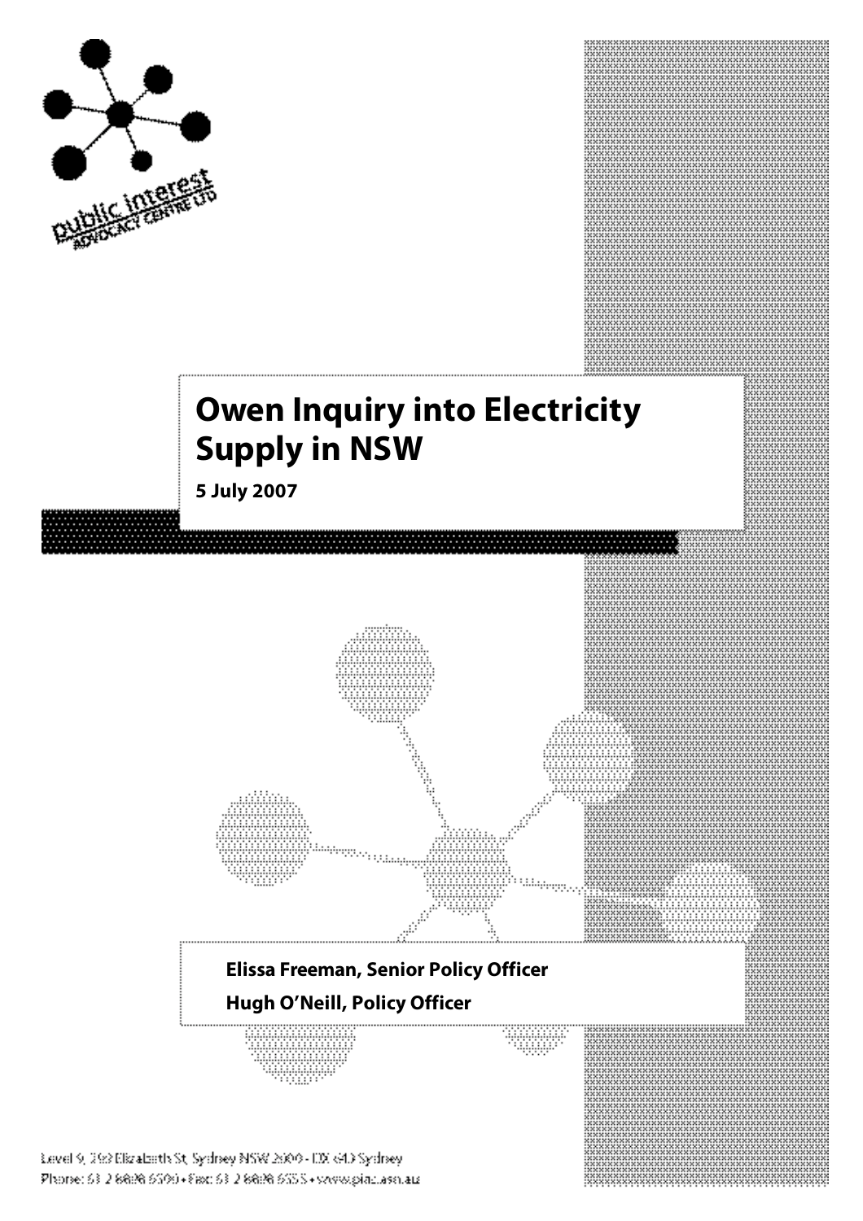# Owen Inquiry into Electricity Supply in NSW

**5 July 2007**

**Elissa Freeman, Senior Policy Officer**

**Hugh O'Neill, Policy Officer**

Level 9, 299 Elizabeth St, Sydney NSW 2000 • DX 643 Sydney
Phone: 61 2 8898 6500 • Fax: 61 2 8898 6555 • www.piac.asn.au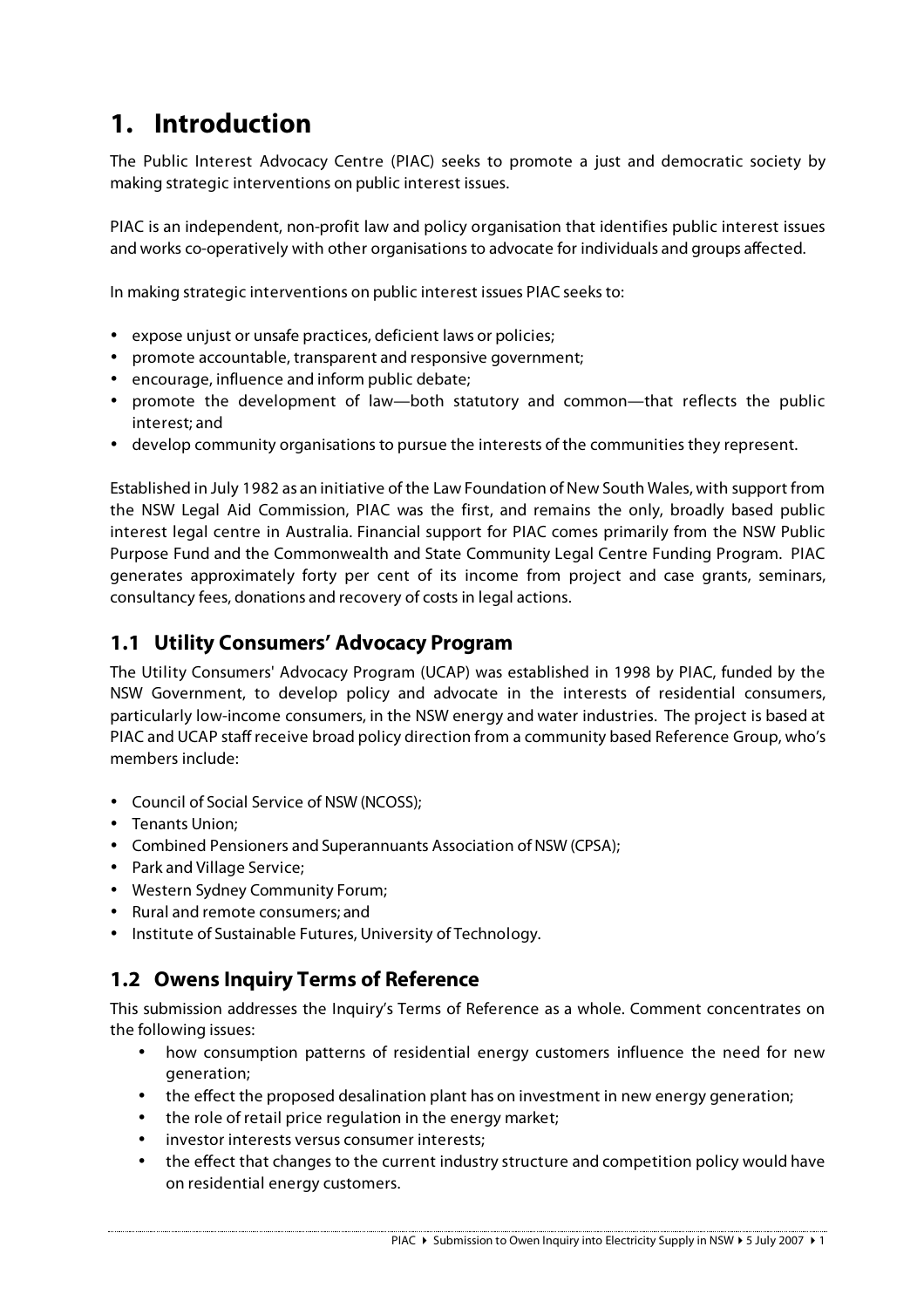# 1. Introduction

The Public Interest Advocacy Centre (PIAC) seeks to promote a just and democratic society by making strategic interventions on public interest issues.

PIAC is an independent, non-profit law and policy organisation that identifies public interest issues and works co-operatively with other organisations to advocate for individuals and groups affected.

In making strategic interventions on public interest issues PIAC seeks to:

- expose unjust or unsafe practices, deficient laws or policies;
- promote accountable, transparent and responsive government;
- encourage, influence and inform public debate;
- promote the development of law—both statutory and common—that reflects the public interest; and
- develop community organisations to pursue the interests of the communities they represent.

Established in July 1982 as an initiative of the Law Foundation of New South Wales, with support from the NSW Legal Aid Commission, PIAC was the first, and remains the only, broadly based public interest legal centre in Australia. Financial support for PIAC comes primarily from the NSW Public Purpose Fund and the Commonwealth and State Community Legal Centre Funding Program. PIAC generates approximately forty per cent of its income from project and case grants, seminars, consultancy fees, donations and recovery of costs in legal actions.

## 1.1 Utility Consumers' Advocacy Program

The Utility Consumers' Advocacy Program (UCAP) was established in 1998 by PIAC, funded by the NSW Government, to develop policy and advocate in the interests of residential consumers, particularly low-income consumers, in the NSW energy and water industries. The project is based at PIAC and UCAP staff receive broad policy direction from a community based Reference Group, who's members include:

- Council of Social Service of NSW (NCOSS);
- Tenants Union;
- Combined Pensioners and Superannuants Association of NSW (CPSA);
- Park and Village Service;
- Western Sydney Community Forum;
- Rural and remote consumers; and
- Institute of Sustainable Futures, University of Technology.

## 1.2 Owens Inquiry Terms of Reference

This submission addresses the Inquiry's Terms of Reference as a whole. Comment concentrates on the following issues:

- how consumption patterns of residential energy customers influence the need for new generation;
- the effect the proposed desalination plant has on investment in new energy generation;
- the role of retail price regulation in the energy market;
- investor interests versus consumer interests;
- the effect that changes to the current industry structure and competition policy would have on residential energy customers.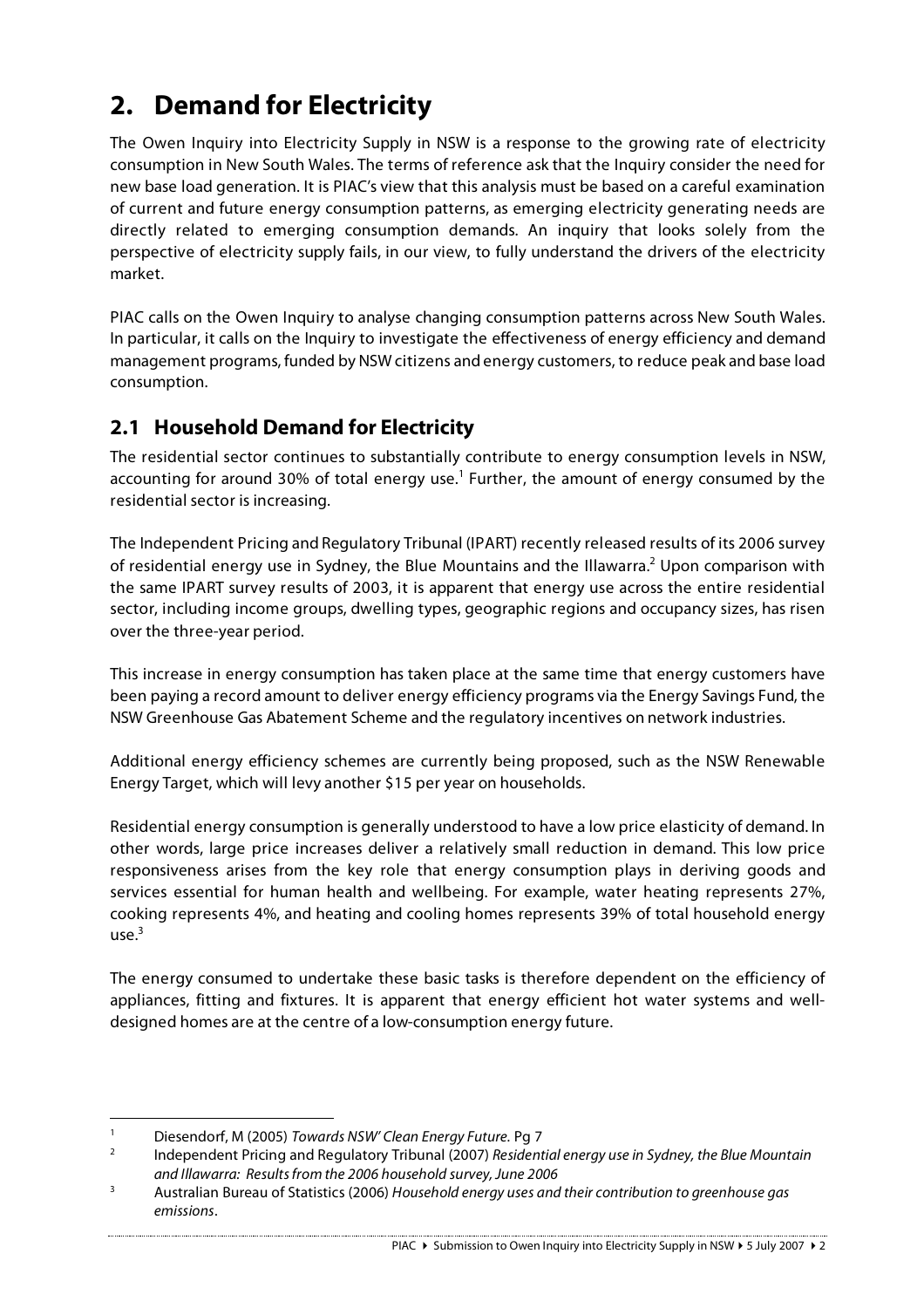# 2. Demand for Electricity

The Owen Inquiry into Electricity Supply in NSW is a response to the growing rate of electricity consumption in New South Wales. The terms of reference ask that the Inquiry consider the need for new base load generation. It is PIAC's view that this analysis must be based on a careful examination of current and future energy consumption patterns, as emerging electricity generating needs are directly related to emerging consumption demands. An inquiry that looks solely from the perspective of electricity supply fails, in our view, to fully understand the drivers of the electricity market.

PIAC calls on the Owen Inquiry to analyse changing consumption patterns across New South Wales. In particular, it calls on the Inquiry to investigate the effectiveness of energy efficiency and demand management programs, funded by NSW citizens and energy customers, to reduce peak and base load consumption.

## 2.1 Household Demand for Electricity

The residential sector continues to substantially contribute to energy consumption levels in NSW, accounting for around 30% of total energy use.[1] Further, the amount of energy consumed by the residential sector is increasing.

The Independent Pricing and Regulatory Tribunal (IPART) recently released results of its 2006 survey of residential energy use in Sydney, the Blue Mountains and the Illawarra.[2] Upon comparison with the same IPART survey results of 2003, it is apparent that energy use across the entire residential sector, including income groups, dwelling types, geographic regions and occupancy sizes, has risen over the three-year period.

This increase in energy consumption has taken place at the same time that energy customers have been paying a record amount to deliver energy efficiency programs via the Energy Savings Fund, the NSW Greenhouse Gas Abatement Scheme and the regulatory incentives on network industries.

Additional energy efficiency schemes are currently being proposed, such as the NSW Renewable Energy Target, which will levy another $15 per year on households.

Residential energy consumption is generally understood to have a low price elasticity of demand. In other words, large price increases deliver a relatively small reduction in demand. This low price responsiveness arises from the key role that energy consumption plays in deriving goods and services essential for human health and wellbeing. For example, water heating represents 27%, cooking represents 4%, and heating and cooling homes represents 39% of total household energy use.[3]

The energy consumed to undertake these basic tasks is therefore dependent on the efficiency of appliances, fitting and fixtures. It is apparent that energy efficient hot water systems and well-designed homes are at the centre of a low-consumption energy future.

---

[1] Diesendorf, M (2005) *Towards NSW' Clean Energy Future.* Pg 7

[2] Independent Pricing and Regulatory Tribunal (2007) *Residential energy use in Sydney, the Blue Mountain and Illawarra: Results from the 2006 household survey, June 2006*

[3] Australian Bureau of Statistics (2006) *Household energy uses and their contribution to greenhouse gas emissions*.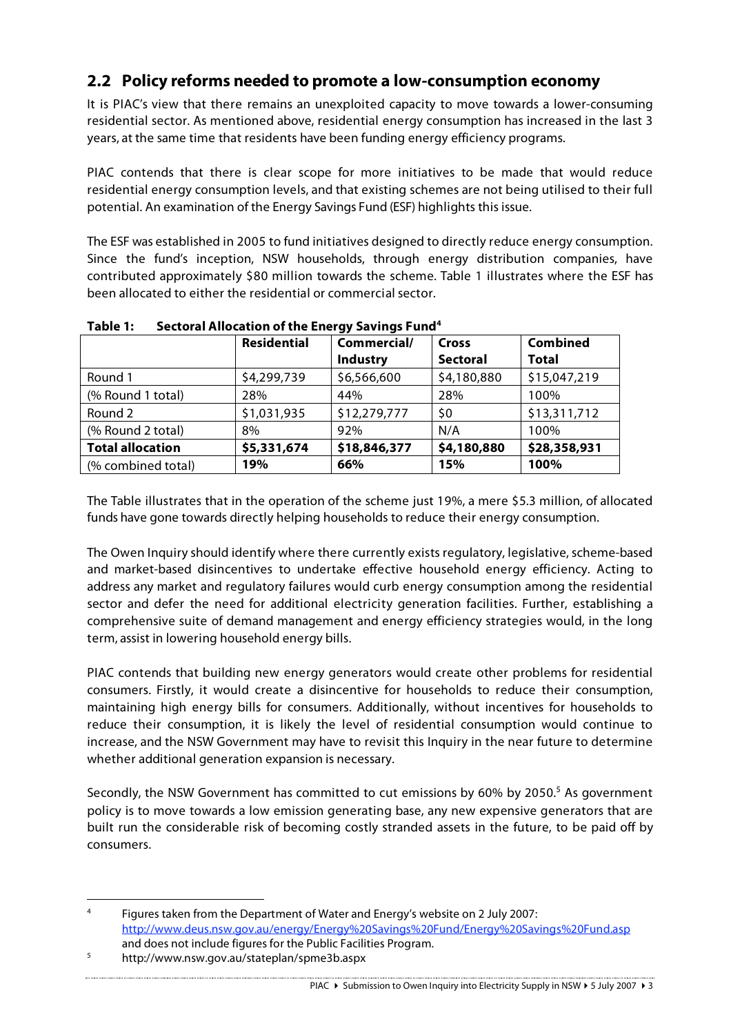## 2.2 Policy reforms needed to promote a low-consumption economy

It is PIAC's view that there remains an unexploited capacity to move towards a lower-consuming residential sector. As mentioned above, residential energy consumption has increased in the last 3 years, at the same time that residents have been funding energy efficiency programs.

PIAC contends that there is clear scope for more initiatives to be made that would reduce residential energy consumption levels, and that existing schemes are not being utilised to their full potential. An examination of the Energy Savings Fund (ESF) highlights this issue.

The ESF was established in 2005 to fund initiatives designed to directly reduce energy consumption. Since the fund's inception, NSW households, through energy distribution companies, have contributed approximately $80 million towards the scheme. Table 1 illustrates where the ESF has been allocated to either the residential or commercial sector.

**Table 1: Sectoral Allocation of the Energy Savings Fund[4]**

| | **Residential** | **Commercial/ Industry** | **Cross Sectoral** | **Combined Total** |
|---|---|---|---|---|
| Round 1 | $4,299,739 | $6,566,600 | $4,180,880 | $15,047,219 |
| (% Round 1 total) | 28% | 44% | 28% | 100% |
| Round 2 | $1,031,935 | $12,279,777 | $0 | $13,311,712 |
| (% Round 2 total) | 8% | 92% | N/A | 100% |
| **Total allocation** | **$5,331,674** | **$18,846,377** | **$4,180,880** | **$28,358,931** |
| (% combined total) | **19%** | **66%** | **15%** | **100%** |

The Table illustrates that in the operation of the scheme just 19%, a mere $5.3 million, of allocated funds have gone towards directly helping households to reduce their energy consumption.

The Owen Inquiry should identify where there currently exists regulatory, legislative, scheme-based and market-based disincentives to undertake effective household energy efficiency. Acting to address any market and regulatory failures would curb energy consumption among the residential sector and defer the need for additional electricity generation facilities. Further, establishing a comprehensive suite of demand management and energy efficiency strategies would, in the long term, assist in lowering household energy bills.

PIAC contends that building new energy generators would create other problems for residential consumers. Firstly, it would create a disincentive for households to reduce their consumption, maintaining high energy bills for consumers. Additionally, without incentives for households to reduce their consumption, it is likely the level of residential consumption would continue to increase, and the NSW Government may have to revisit this Inquiry in the near future to determine whether additional generation expansion is necessary.

Secondly, the NSW Government has committed to cut emissions by 60% by 2050.[5] As government policy is to move towards a low emission generating base, any new expensive generators that are built run the considerable risk of becoming costly stranded assets in the future, to be paid off by consumers.

---

[4] Figures taken from the Department of Water and Energy's website on 2 July 2007: http://www.deus.nsw.gov.au/energy/Energy%20Savings%20Fund/Energy%20Savings%20Fund.asp and does not include figures for the Public Facilities Program.

[5] http://www.nsw.gov.au/stateplan/spme3b.aspx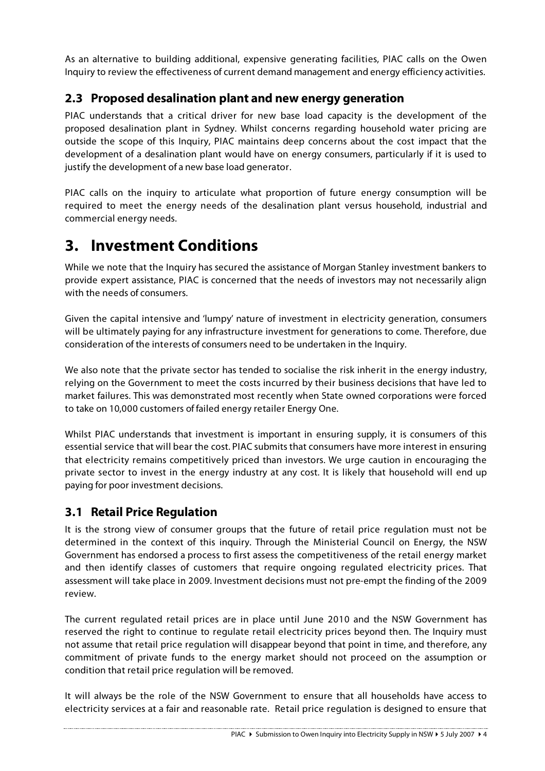As an alternative to building additional, expensive generating facilities, PIAC calls on the Owen Inquiry to review the effectiveness of current demand management and energy efficiency activities.

### 2.3 Proposed desalination plant and new energy generation

PIAC understands that a critical driver for new base load capacity is the development of the proposed desalination plant in Sydney. Whilst concerns regarding household water pricing are outside the scope of this Inquiry, PIAC maintains deep concerns about the cost impact that the development of a desalination plant would have on energy consumers, particularly if it is used to justify the development of a new base load generator.

PIAC calls on the inquiry to articulate what proportion of future energy consumption will be required to meet the energy needs of the desalination plant versus household, industrial and commercial energy needs.

## 3. Investment Conditions

While we note that the Inquiry has secured the assistance of Morgan Stanley investment bankers to provide expert assistance, PIAC is concerned that the needs of investors may not necessarily align with the needs of consumers.

Given the capital intensive and 'lumpy' nature of investment in electricity generation, consumers will be ultimately paying for any infrastructure investment for generations to come. Therefore, due consideration of the interests of consumers need to be undertaken in the Inquiry.

We also note that the private sector has tended to socialise the risk inherit in the energy industry, relying on the Government to meet the costs incurred by their business decisions that have led to market failures. This was demonstrated most recently when State owned corporations were forced to take on 10,000 customers of failed energy retailer Energy One.

Whilst PIAC understands that investment is important in ensuring supply, it is consumers of this essential service that will bear the cost. PIAC submits that consumers have more interest in ensuring that electricity remains competitively priced than investors. We urge caution in encouraging the private sector to invest in the energy industry at any cost. It is likely that household will end up paying for poor investment decisions.

### 3.1 Retail Price Regulation

It is the strong view of consumer groups that the future of retail price regulation must not be determined in the context of this inquiry. Through the Ministerial Council on Energy, the NSW Government has endorsed a process to first assess the competitiveness of the retail energy market and then identify classes of customers that require ongoing regulated electricity prices. That assessment will take place in 2009. Investment decisions must not pre-empt the finding of the 2009 review.

The current regulated retail prices are in place until June 2010 and the NSW Government has reserved the right to continue to regulate retail electricity prices beyond then. The Inquiry must not assume that retail price regulation will disappear beyond that point in time, and therefore, any commitment of private funds to the energy market should not proceed on the assumption or condition that retail price regulation will be removed.

It will always be the role of the NSW Government to ensure that all households have access to electricity services at a fair and reasonable rate. Retail price regulation is designed to ensure that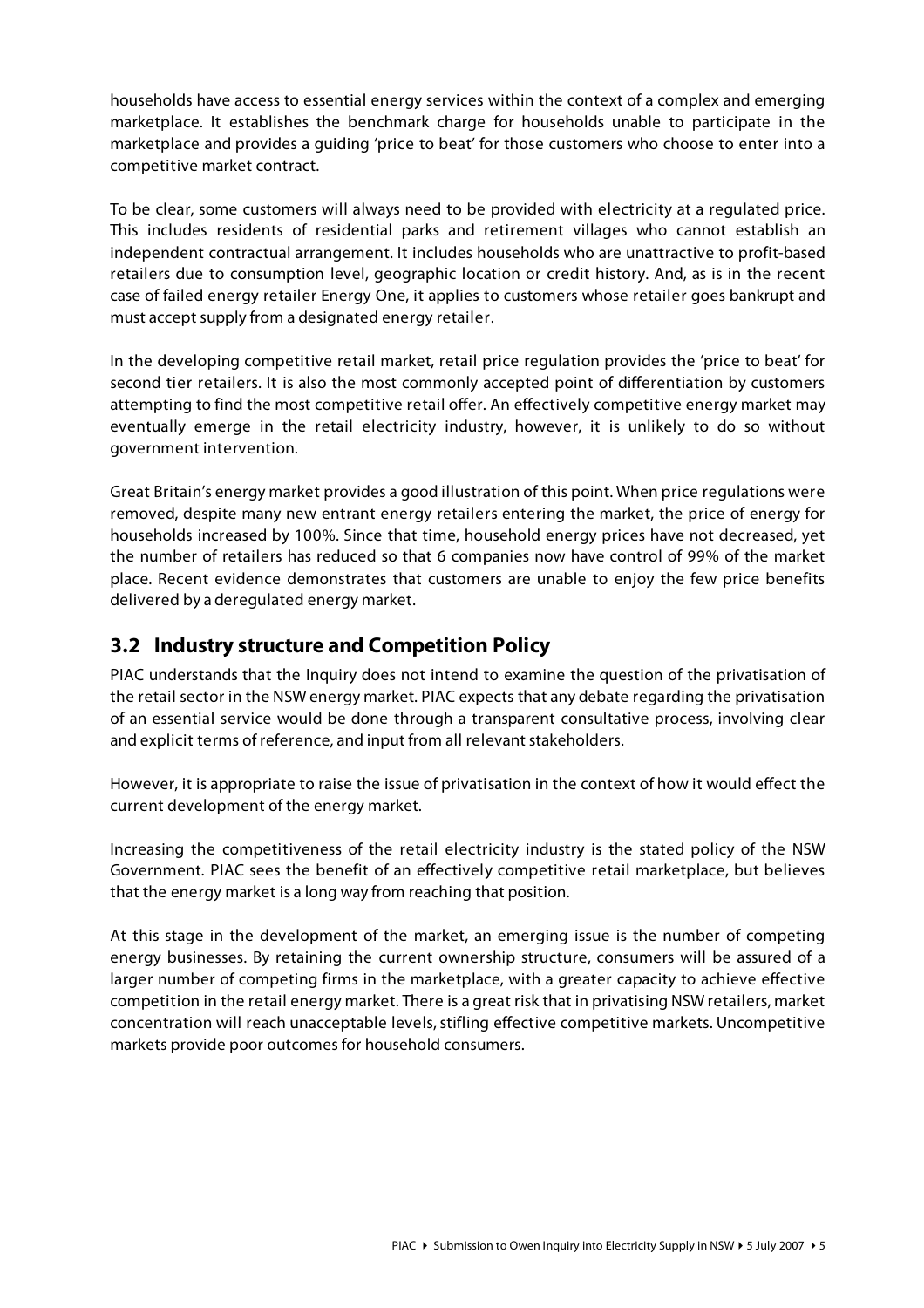households have access to essential energy services within the context of a complex and emerging marketplace. It establishes the benchmark charge for households unable to participate in the marketplace and provides a guiding 'price to beat' for those customers who choose to enter into a competitive market contract.

To be clear, some customers will always need to be provided with electricity at a regulated price. This includes residents of residential parks and retirement villages who cannot establish an independent contractual arrangement. It includes households who are unattractive to profit-based retailers due to consumption level, geographic location or credit history. And, as is in the recent case of failed energy retailer Energy One, it applies to customers whose retailer goes bankrupt and must accept supply from a designated energy retailer.

In the developing competitive retail market, retail price regulation provides the 'price to beat' for second tier retailers. It is also the most commonly accepted point of differentiation by customers attempting to find the most competitive retail offer. An effectively competitive energy market may eventually emerge in the retail electricity industry, however, it is unlikely to do so without government intervention.

Great Britain's energy market provides a good illustration of this point. When price regulations were removed, despite many new entrant energy retailers entering the market, the price of energy for households increased by 100%. Since that time, household energy prices have not decreased, yet the number of retailers has reduced so that 6 companies now have control of 99% of the market place. Recent evidence demonstrates that customers are unable to enjoy the few price benefits delivered by a deregulated energy market.

## 3.2 Industry structure and Competition Policy

PIAC understands that the Inquiry does not intend to examine the question of the privatisation of the retail sector in the NSW energy market. PIAC expects that any debate regarding the privatisation of an essential service would be done through a transparent consultative process, involving clear and explicit terms of reference, and input from all relevant stakeholders.

However, it is appropriate to raise the issue of privatisation in the context of how it would effect the current development of the energy market.

Increasing the competitiveness of the retail electricity industry is the stated policy of the NSW Government. PIAC sees the benefit of an effectively competitive retail marketplace, but believes that the energy market is a long way from reaching that position.

At this stage in the development of the market, an emerging issue is the number of competing energy businesses. By retaining the current ownership structure, consumers will be assured of a larger number of competing firms in the marketplace, with a greater capacity to achieve effective competition in the retail energy market. There is a great risk that in privatising NSW retailers, market concentration will reach unacceptable levels, stifling effective competitive markets. Uncompetitive markets provide poor outcomes for household consumers.